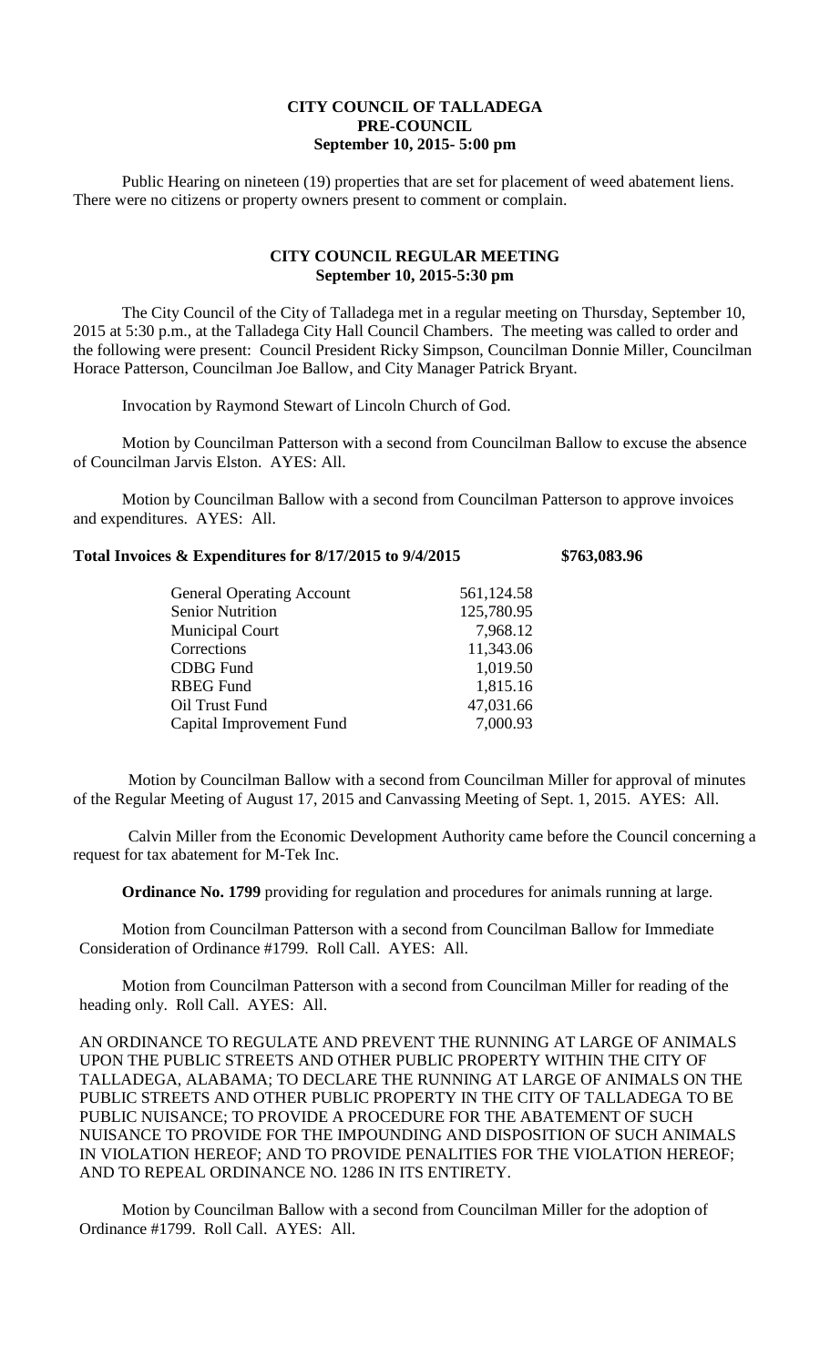# CITY COUNCIL OF TALLADEGA
## PRE-COUNCIL
### September 10, 2015- 5:00 pm

Public Hearing on nineteen (19) properties that are set for placement of weed abatement liens. There were no citizens or property owners present to comment or complain.

## CITY COUNCIL REGULAR MEETING
### September 10, 2015-5:30 pm

The City Council of the City of Talladega met in a regular meeting on Thursday, September 10, 2015 at 5:30 p.m., at the Talladega City Hall Council Chambers. The meeting was called to order and the following were present: Council President Ricky Simpson, Councilman Donnie Miller, Councilman Horace Patterson, Councilman Joe Ballow, and City Manager Patrick Bryant.

Invocation by Raymond Stewart of Lincoln Church of God.

Motion by Councilman Patterson with a second from Councilman Ballow to excuse the absence of Councilman Jarvis Elston. AYES: All.

Motion by Councilman Ballow with a second from Councilman Patterson to approve invoices and expenditures. AYES: All.

**Total Invoices & Expenditures for 8/17/2015 to 9/4/2015 $763,083.96**

| | |
|---|---|
| General Operating Account | 561,124.58 |
| Senior Nutrition | 125,780.95 |
| Municipal Court | 7,968.12 |
| Corrections | 11,343.06 |
| CDBG Fund | 1,019.50 |
| RBEG Fund | 1,815.16 |
| Oil Trust Fund | 47,031.66 |
| Capital Improvement Fund | 7,000.93 |

Motion by Councilman Ballow with a second from Councilman Miller for approval of minutes of the Regular Meeting of August 17, 2015 and Canvassing Meeting of Sept. 1, 2015. AYES: All.

Calvin Miller from the Economic Development Authority came before the Council concerning a request for tax abatement for M-Tek Inc.

**Ordinance No. 1799** providing for regulation and procedures for animals running at large.

Motion from Councilman Patterson with a second from Councilman Ballow for Immediate Consideration of Ordinance #1799. Roll Call. AYES: All.

Motion from Councilman Patterson with a second from Councilman Miller for reading of the heading only. Roll Call. AYES: All.

AN ORDINANCE TO REGULATE AND PREVENT THE RUNNING AT LARGE OF ANIMALS UPON THE PUBLIC STREETS AND OTHER PUBLIC PROPERTY WITHIN THE CITY OF TALLADEGA, ALABAMA; TO DECLARE THE RUNNING AT LARGE OF ANIMALS ON THE PUBLIC STREETS AND OTHER PUBLIC PROPERTY IN THE CITY OF TALLADEGA TO BE PUBLIC NUISANCE; TO PROVIDE A PROCEDURE FOR THE ABATEMENT OF SUCH NUISANCE TO PROVIDE FOR THE IMPOUNDING AND DISPOSITION OF SUCH ANIMALS IN VIOLATION HEREOF; AND TO PROVIDE PENALITIES FOR THE VIOLATION HEREOF; AND TO REPEAL ORDINANCE NO. 1286 IN ITS ENTIRETY.

Motion by Councilman Ballow with a second from Councilman Miller for the adoption of Ordinance #1799. Roll Call. AYES: All.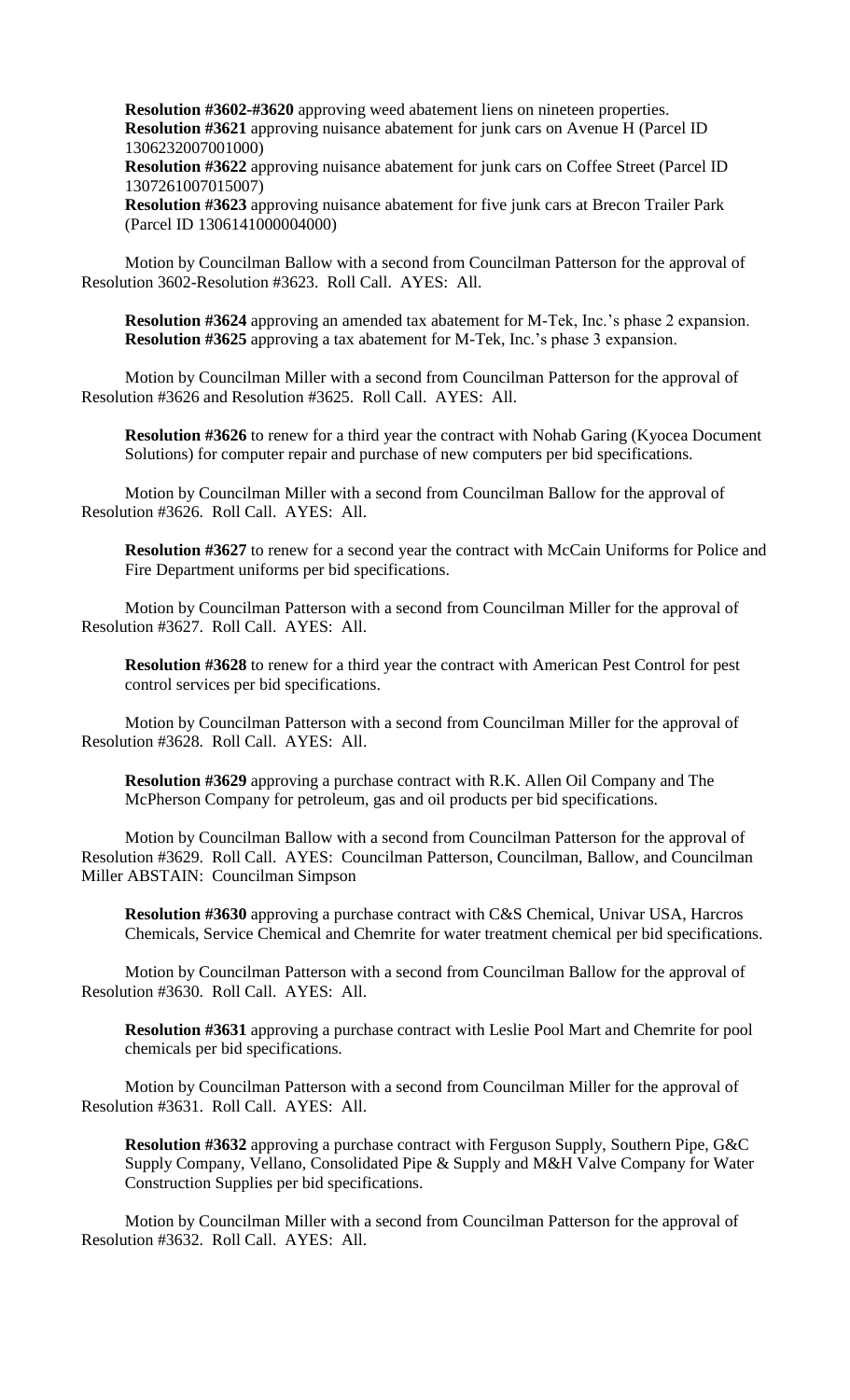**Resolution #3602-#3620** approving weed abatement liens on nineteen properties.
**Resolution #3621** approving nuisance abatement for junk cars on Avenue H (Parcel ID 1306232007001000)
**Resolution #3622** approving nuisance abatement for junk cars on Coffee Street (Parcel ID 1307261007015007)
**Resolution #3623** approving nuisance abatement for five junk cars at Brecon Trailer Park (Parcel ID 1306141000004000)

Motion by Councilman Ballow with a second from Councilman Patterson for the approval of Resolution 3602-Resolution #3623. Roll Call. AYES: All.

**Resolution #3624** approving an amended tax abatement for M-Tek, Inc.'s phase 2 expansion.
**Resolution #3625** approving a tax abatement for M-Tek, Inc.'s phase 3 expansion.

Motion by Councilman Miller with a second from Councilman Patterson for the approval of Resolution #3626 and Resolution #3625. Roll Call. AYES: All.

**Resolution #3626** to renew for a third year the contract with Nohab Garing (Kyocea Document Solutions) for computer repair and purchase of new computers per bid specifications.

Motion by Councilman Miller with a second from Councilman Ballow for the approval of Resolution #3626. Roll Call. AYES: All.

**Resolution #3627** to renew for a second year the contract with McCain Uniforms for Police and Fire Department uniforms per bid specifications.

Motion by Councilman Patterson with a second from Councilman Miller for the approval of Resolution #3627. Roll Call. AYES: All.

**Resolution #3628** to renew for a third year the contract with American Pest Control for pest control services per bid specifications.

Motion by Councilman Patterson with a second from Councilman Miller for the approval of Resolution #3628. Roll Call. AYES: All.

**Resolution #3629** approving a purchase contract with R.K. Allen Oil Company and The McPherson Company for petroleum, gas and oil products per bid specifications.

Motion by Councilman Ballow with a second from Councilman Patterson for the approval of Resolution #3629. Roll Call. AYES: Councilman Patterson, Councilman, Ballow, and Councilman Miller ABSTAIN: Councilman Simpson

**Resolution #3630** approving a purchase contract with C&S Chemical, Univar USA, Harcros Chemicals, Service Chemical and Chemrite for water treatment chemical per bid specifications.

Motion by Councilman Patterson with a second from Councilman Ballow for the approval of Resolution #3630. Roll Call. AYES: All.

**Resolution #3631** approving a purchase contract with Leslie Pool Mart and Chemrite for pool chemicals per bid specifications.

Motion by Councilman Patterson with a second from Councilman Miller for the approval of Resolution #3631. Roll Call. AYES: All.

**Resolution #3632** approving a purchase contract with Ferguson Supply, Southern Pipe, G&C Supply Company, Vellano, Consolidated Pipe & Supply and M&H Valve Company for Water Construction Supplies per bid specifications.

Motion by Councilman Miller with a second from Councilman Patterson for the approval of Resolution #3632. Roll Call. AYES: All.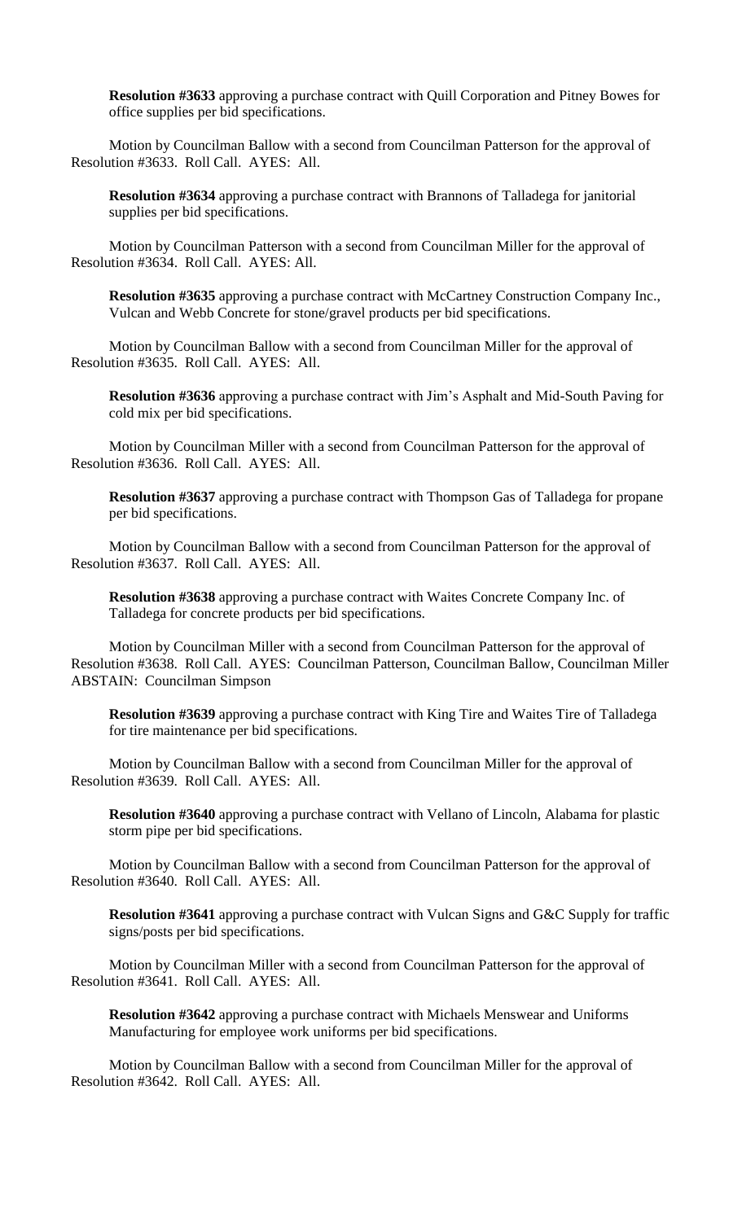**Resolution #3633** approving a purchase contract with Quill Corporation and Pitney Bowes for office supplies per bid specifications.

Motion by Councilman Ballow with a second from Councilman Patterson for the approval of Resolution #3633. Roll Call. AYES: All.

**Resolution #3634** approving a purchase contract with Brannons of Talladega for janitorial supplies per bid specifications.

Motion by Councilman Patterson with a second from Councilman Miller for the approval of Resolution #3634. Roll Call. AYES: All.

**Resolution #3635** approving a purchase contract with McCartney Construction Company Inc., Vulcan and Webb Concrete for stone/gravel products per bid specifications.

Motion by Councilman Ballow with a second from Councilman Miller for the approval of Resolution #3635. Roll Call. AYES: All.

**Resolution #3636** approving a purchase contract with Jim's Asphalt and Mid-South Paving for cold mix per bid specifications.

Motion by Councilman Miller with a second from Councilman Patterson for the approval of Resolution #3636. Roll Call. AYES: All.

**Resolution #3637** approving a purchase contract with Thompson Gas of Talladega for propane per bid specifications.

Motion by Councilman Ballow with a second from Councilman Patterson for the approval of Resolution #3637. Roll Call. AYES: All.

**Resolution #3638** approving a purchase contract with Waites Concrete Company Inc. of Talladega for concrete products per bid specifications.

Motion by Councilman Miller with a second from Councilman Patterson for the approval of Resolution #3638. Roll Call. AYES: Councilman Patterson, Councilman Ballow, Councilman Miller ABSTAIN: Councilman Simpson

**Resolution #3639** approving a purchase contract with King Tire and Waites Tire of Talladega for tire maintenance per bid specifications.

Motion by Councilman Ballow with a second from Councilman Miller for the approval of Resolution #3639. Roll Call. AYES: All.

**Resolution #3640** approving a purchase contract with Vellano of Lincoln, Alabama for plastic storm pipe per bid specifications.

Motion by Councilman Ballow with a second from Councilman Patterson for the approval of Resolution #3640. Roll Call. AYES: All.

**Resolution #3641** approving a purchase contract with Vulcan Signs and G&C Supply for traffic signs/posts per bid specifications.

Motion by Councilman Miller with a second from Councilman Patterson for the approval of Resolution #3641. Roll Call. AYES: All.

**Resolution #3642** approving a purchase contract with Michaels Menswear and Uniforms Manufacturing for employee work uniforms per bid specifications.

Motion by Councilman Ballow with a second from Councilman Miller for the approval of Resolution #3642. Roll Call. AYES: All.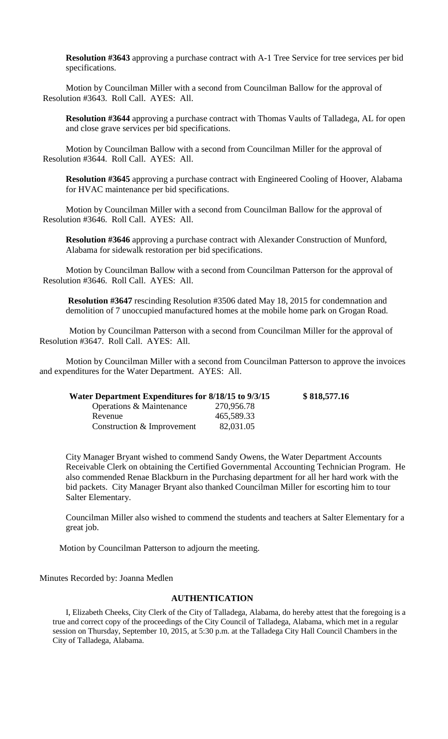**Resolution #3643** approving a purchase contract with A-1 Tree Service for tree services per bid specifications.

Motion by Councilman Miller with a second from Councilman Ballow for the approval of Resolution #3643. Roll Call. AYES: All.

**Resolution #3644** approving a purchase contract with Thomas Vaults of Talladega, AL for open and close grave services per bid specifications.

Motion by Councilman Ballow with a second from Councilman Miller for the approval of Resolution #3644. Roll Call. AYES: All.

**Resolution #3645** approving a purchase contract with Engineered Cooling of Hoover, Alabama for HVAC maintenance per bid specifications.

Motion by Councilman Miller with a second from Councilman Ballow for the approval of Resolution #3646. Roll Call. AYES: All.

**Resolution #3646** approving a purchase contract with Alexander Construction of Munford, Alabama for sidewalk restoration per bid specifications.

Motion by Councilman Ballow with a second from Councilman Patterson for the approval of Resolution #3646. Roll Call. AYES: All.

**Resolution #3647** rescinding Resolution #3506 dated May 18, 2015 for condemnation and demolition of 7 unoccupied manufactured homes at the mobile home park on Grogan Road.

Motion by Councilman Patterson with a second from Councilman Miller for the approval of Resolution #3647. Roll Call. AYES: All.

Motion by Councilman Miller with a second from Councilman Patterson to approve the invoices and expenditures for the Water Department. AYES: All.

| | | |
|---|---|---|
| **Water Department Expenditures for 8/18/15 to 9/3/15** | | **$ 818,577.16** |
| Operations & Maintenance | 270,956.78 | |
| Revenue | 465,589.33 | |
| Construction & Improvement | 82,031.05 | |

City Manager Bryant wished to commend Sandy Owens, the Water Department Accounts Receivable Clerk on obtaining the Certified Governmental Accounting Technician Program. He also commended Renae Blackburn in the Purchasing department for all her hard work with the bid packets. City Manager Bryant also thanked Councilman Miller for escorting him to tour Salter Elementary.

Councilman Miller also wished to commend the students and teachers at Salter Elementary for a great job.

Motion by Councilman Patterson to adjourn the meeting.

Minutes Recorded by: Joanna Medlen

## AUTHENTICATION

I, Elizabeth Cheeks, City Clerk of the City of Talladega, Alabama, do hereby attest that the foregoing is a true and correct copy of the proceedings of the City Council of Talladega, Alabama, which met in a regular session on Thursday, September 10, 2015, at 5:30 p.m. at the Talladega City Hall Council Chambers in the City of Talladega, Alabama.